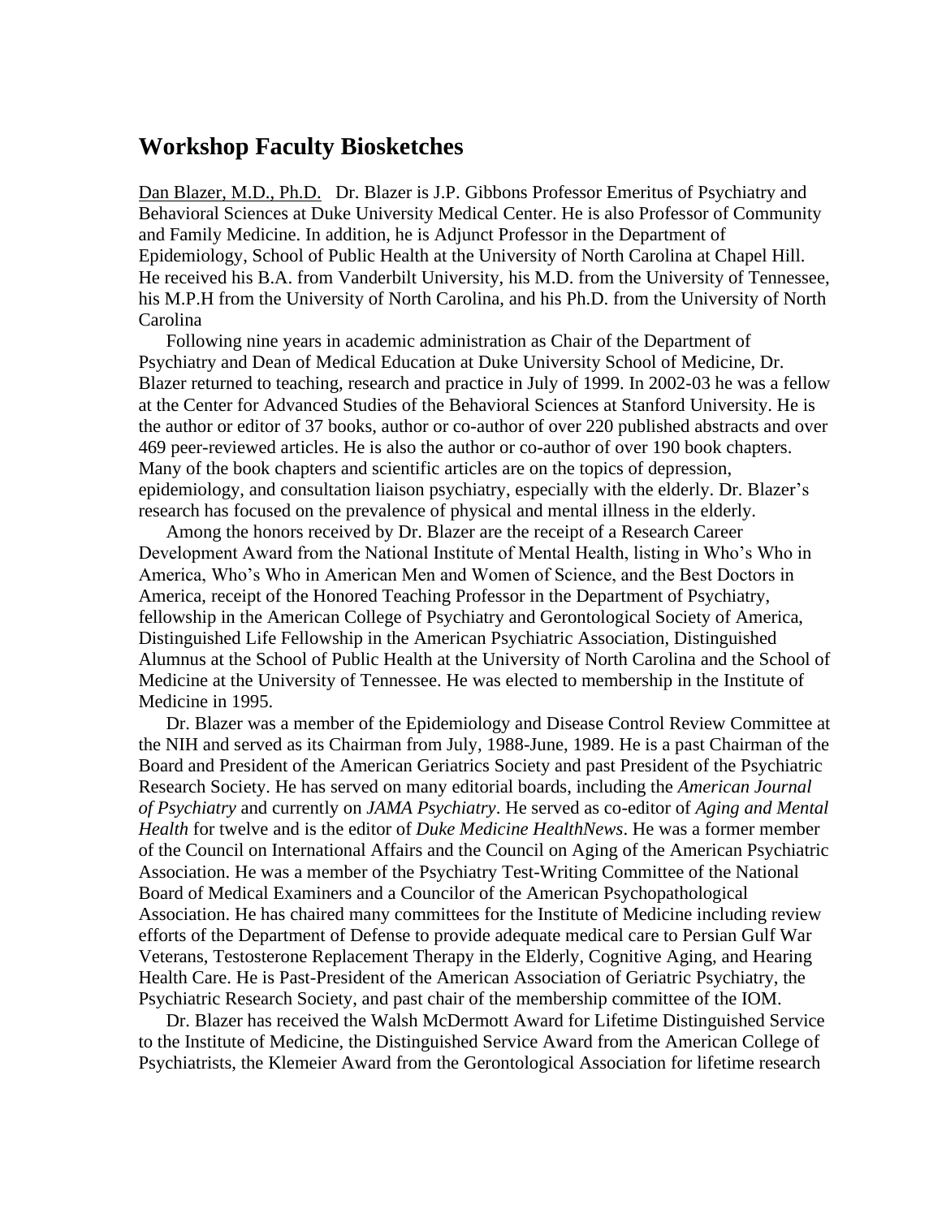## Workshop Faculty Biosketches

Dan Blazer, M.D., Ph.D. Dr. Blazer is J.P. Gibbons Professor Emeritus of Psychiatry and Behavioral Sciences at Duke University Medical Center. He is also Professor of Community and Family Medicine. In addition, he is Adjunct Professor in the Department of Epidemiology, School of Public Health at the University of North Carolina at Chapel Hill. He received his B.A. from Vanderbilt University, his M.D. from the University of Tennessee, his M.P.H from the University of North Carolina, and his Ph.D. from the University of North Carolina

Following nine years in academic administration as Chair of the Department of Psychiatry and Dean of Medical Education at Duke University School of Medicine, Dr. Blazer returned to teaching, research and practice in July of 1999. In 2002-03 he was a fellow at the Center for Advanced Studies of the Behavioral Sciences at Stanford University. He is the author or editor of 37 books, author or co-author of over 220 published abstracts and over 469 peer-reviewed articles. He is also the author or co-author of over 190 book chapters. Many of the book chapters and scientific articles are on the topics of depression, epidemiology, and consultation liaison psychiatry, especially with the elderly. Dr. Blazer's research has focused on the prevalence of physical and mental illness in the elderly.

Among the honors received by Dr. Blazer are the receipt of a Research Career Development Award from the National Institute of Mental Health, listing in Who's Who in America, Who's Who in American Men and Women of Science, and the Best Doctors in America, receipt of the Honored Teaching Professor in the Department of Psychiatry, fellowship in the American College of Psychiatry and Gerontological Society of America, Distinguished Life Fellowship in the American Psychiatric Association, Distinguished Alumnus at the School of Public Health at the University of North Carolina and the School of Medicine at the University of Tennessee. He was elected to membership in the Institute of Medicine in 1995.

Dr. Blazer was a member of the Epidemiology and Disease Control Review Committee at the NIH and served as its Chairman from July, 1988-June, 1989. He is a past Chairman of the Board and President of the American Geriatrics Society and past President of the Psychiatric Research Society. He has served on many editorial boards, including the *American Journal of Psychiatry* and currently on *JAMA Psychiatry*. He served as co-editor of *Aging and Mental Health* for twelve and is the editor of *Duke Medicine HealthNews*. He was a former member of the Council on International Affairs and the Council on Aging of the American Psychiatric Association. He was a member of the Psychiatry Test-Writing Committee of the National Board of Medical Examiners and a Councilor of the American Psychopathological Association. He has chaired many committees for the Institute of Medicine including review efforts of the Department of Defense to provide adequate medical care to Persian Gulf War Veterans, Testosterone Replacement Therapy in the Elderly, Cognitive Aging, and Hearing Health Care. He is Past-President of the American Association of Geriatric Psychiatry, the Psychiatric Research Society, and past chair of the membership committee of the IOM.

Dr. Blazer has received the Walsh McDermott Award for Lifetime Distinguished Service to the Institute of Medicine, the Distinguished Service Award from the American College of Psychiatrists, the Klemeier Award from the Gerontological Association for lifetime research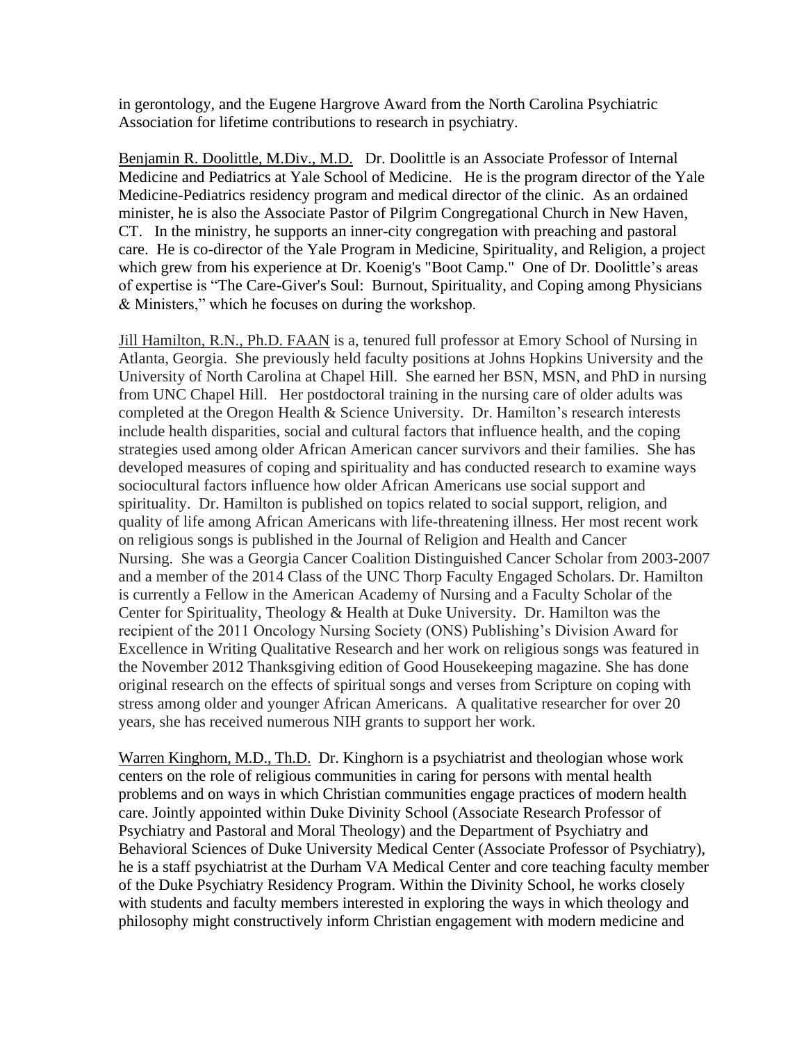in gerontology, and the Eugene Hargrove Award from the North Carolina Psychiatric Association for lifetime contributions to research in psychiatry.

<u>Benjamin R. Doolittle, M.Div., M.D.</u> Dr. Doolittle is an Associate Professor of Internal Medicine and Pediatrics at Yale School of Medicine. He is the program director of the Yale Medicine-Pediatrics residency program and medical director of the clinic. As an ordained minister, he is also the Associate Pastor of Pilgrim Congregational Church in New Haven, CT. In the ministry, he supports an inner-city congregation with preaching and pastoral care. He is co-director of the Yale Program in Medicine, Spirituality, and Religion, a project which grew from his experience at Dr. Koenig's "Boot Camp." One of Dr. Doolittle's areas of expertise is "The Care-Giver's Soul: Burnout, Spirituality, and Coping among Physicians & Ministers," which he focuses on during the workshop.

<u>Jill Hamilton, R.N., Ph.D. FAAN</u> is a, tenured full professor at Emory School of Nursing in Atlanta, Georgia. She previously held faculty positions at Johns Hopkins University and the University of North Carolina at Chapel Hill. She earned her BSN, MSN, and PhD in nursing from UNC Chapel Hill. Her postdoctoral training in the nursing care of older adults was completed at the Oregon Health & Science University. Dr. Hamilton's research interests include health disparities, social and cultural factors that influence health, and the coping strategies used among older African American cancer survivors and their families. She has developed measures of coping and spirituality and has conducted research to examine ways sociocultural factors influence how older African Americans use social support and spirituality. Dr. Hamilton is published on topics related to social support, religion, and quality of life among African Americans with life-threatening illness. Her most recent work on religious songs is published in the Journal of Religion and Health and Cancer Nursing. She was a Georgia Cancer Coalition Distinguished Cancer Scholar from 2003-2007 and a member of the 2014 Class of the UNC Thorp Faculty Engaged Scholars. Dr. Hamilton is currently a Fellow in the American Academy of Nursing and a Faculty Scholar of the Center for Spirituality, Theology & Health at Duke University. Dr. Hamilton was the recipient of the 2011 Oncology Nursing Society (ONS) Publishing's Division Award for Excellence in Writing Qualitative Research and her work on religious songs was featured in the November 2012 Thanksgiving edition of Good Housekeeping magazine. She has done original research on the effects of spiritual songs and verses from Scripture on coping with stress among older and younger African Americans. A qualitative researcher for over 20 years, she has received numerous NIH grants to support her work.

<u>Warren Kinghorn, M.D., Th.D.</u> Dr. Kinghorn is a psychiatrist and theologian whose work centers on the role of religious communities in caring for persons with mental health problems and on ways in which Christian communities engage practices of modern health care. Jointly appointed within Duke Divinity School (Associate Research Professor of Psychiatry and Pastoral and Moral Theology) and the Department of Psychiatry and Behavioral Sciences of Duke University Medical Center (Associate Professor of Psychiatry), he is a staff psychiatrist at the Durham VA Medical Center and core teaching faculty member of the Duke Psychiatry Residency Program. Within the Divinity School, he works closely with students and faculty members interested in exploring the ways in which theology and philosophy might constructively inform Christian engagement with modern medicine and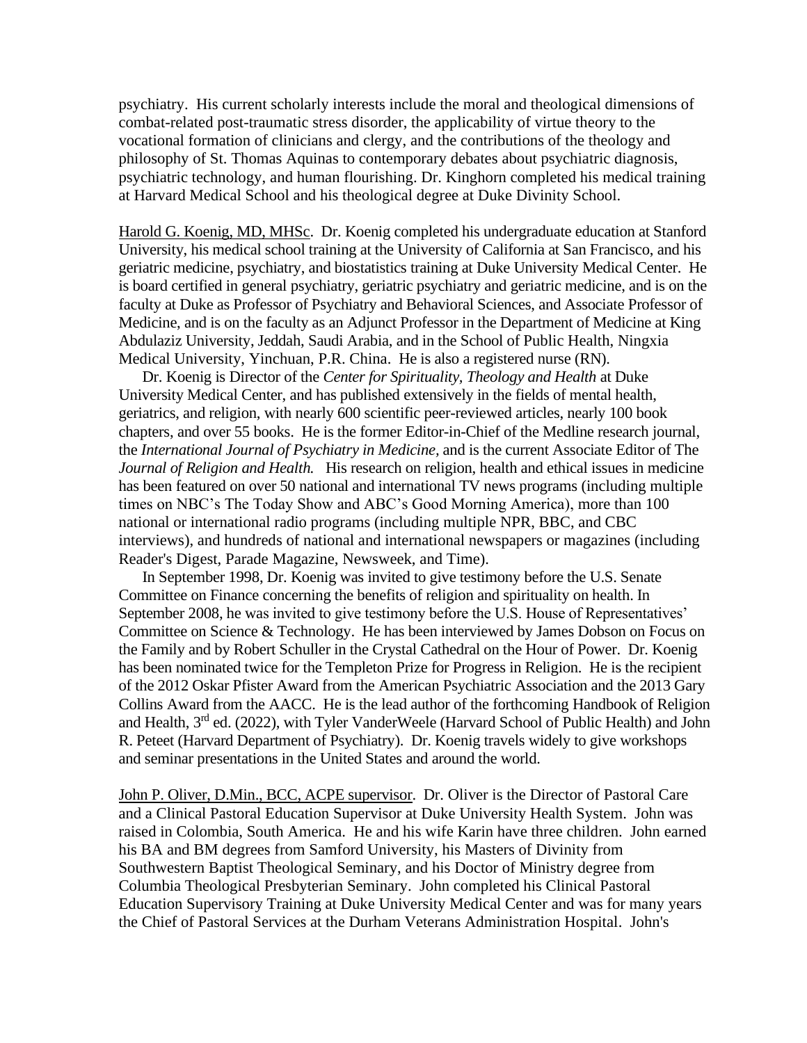psychiatry. His current scholarly interests include the moral and theological dimensions of combat-related post-traumatic stress disorder, the applicability of virtue theory to the vocational formation of clinicians and clergy, and the contributions of the theology and philosophy of St. Thomas Aquinas to contemporary debates about psychiatric diagnosis, psychiatric technology, and human flourishing. Dr. Kinghorn completed his medical training at Harvard Medical School and his theological degree at Duke Divinity School.

<u>Harold G. Koenig, MD, MHSc</u>. Dr. Koenig completed his undergraduate education at Stanford University, his medical school training at the University of California at San Francisco, and his geriatric medicine, psychiatry, and biostatistics training at Duke University Medical Center. He is board certified in general psychiatry, geriatric psychiatry and geriatric medicine, and is on the faculty at Duke as Professor of Psychiatry and Behavioral Sciences, and Associate Professor of Medicine, and is on the faculty as an Adjunct Professor in the Department of Medicine at King Abdulaziz University, Jeddah, Saudi Arabia, and in the School of Public Health, Ningxia Medical University, Yinchuan, P.R. China. He is also a registered nurse (RN).

Dr. Koenig is Director of the *Center for Spirituality, Theology and Health* at Duke University Medical Center, and has published extensively in the fields of mental health, geriatrics, and religion, with nearly 600 scientific peer-reviewed articles, nearly 100 book chapters, and over 55 books. He is the former Editor-in-Chief of the Medline research journal, the *International Journal of Psychiatry in Medicine*, and is the current Associate Editor of The *Journal of Religion and Health.* His research on religion, health and ethical issues in medicine has been featured on over 50 national and international TV news programs (including multiple times on NBC's The Today Show and ABC's Good Morning America), more than 100 national or international radio programs (including multiple NPR, BBC, and CBC interviews), and hundreds of national and international newspapers or magazines (including Reader's Digest, Parade Magazine, Newsweek, and Time).

In September 1998, Dr. Koenig was invited to give testimony before the U.S. Senate Committee on Finance concerning the benefits of religion and spirituality on health. In September 2008, he was invited to give testimony before the U.S. House of Representatives' Committee on Science & Technology. He has been interviewed by James Dobson on Focus on the Family and by Robert Schuller in the Crystal Cathedral on the Hour of Power. Dr. Koenig has been nominated twice for the Templeton Prize for Progress in Religion. He is the recipient of the 2012 Oskar Pfister Award from the American Psychiatric Association and the 2013 Gary Collins Award from the AACC. He is the lead author of the forthcoming Handbook of Religion and Health, 3rd ed. (2022), with Tyler VanderWeele (Harvard School of Public Health) and John R. Peteet (Harvard Department of Psychiatry). Dr. Koenig travels widely to give workshops and seminar presentations in the United States and around the world.

<u>John P. Oliver, D.Min., BCC, ACPE supervisor</u>. Dr. Oliver is the Director of Pastoral Care and a Clinical Pastoral Education Supervisor at Duke University Health System. John was raised in Colombia, South America. He and his wife Karin have three children. John earned his BA and BM degrees from Samford University, his Masters of Divinity from Southwestern Baptist Theological Seminary, and his Doctor of Ministry degree from Columbia Theological Presbyterian Seminary. John completed his Clinical Pastoral Education Supervisory Training at Duke University Medical Center and was for many years the Chief of Pastoral Services at the Durham Veterans Administration Hospital. John's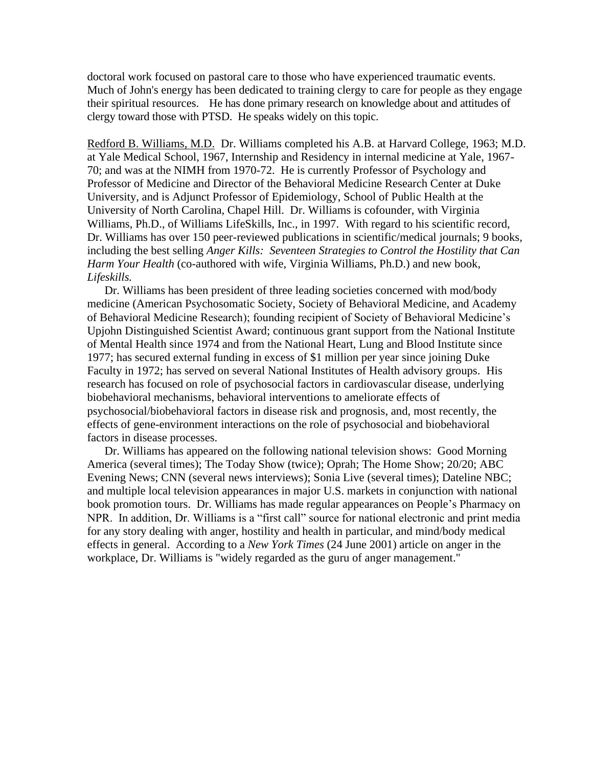doctoral work focused on pastoral care to those who have experienced traumatic events. Much of John's energy has been dedicated to training clergy to care for people as they engage their spiritual resources. He has done primary research on knowledge about and attitudes of clergy toward those with PTSD. He speaks widely on this topic.

Redford B. Williams, M.D. Dr. Williams completed his A.B. at Harvard College, 1963; M.D. at Yale Medical School, 1967, Internship and Residency in internal medicine at Yale, 1967-70; and was at the NIMH from 1970-72. He is currently Professor of Psychology and Professor of Medicine and Director of the Behavioral Medicine Research Center at Duke University, and is Adjunct Professor of Epidemiology, School of Public Health at the University of North Carolina, Chapel Hill. Dr. Williams is cofounder, with Virginia Williams, Ph.D., of Williams LifeSkills, Inc., in 1997. With regard to his scientific record, Dr. Williams has over 150 peer-reviewed publications in scientific/medical journals; 9 books, including the best selling *Anger Kills: Seventeen Strategies to Control the Hostility that Can Harm Your Health* (co-authored with wife, Virginia Williams, Ph.D.) and new book, *Lifeskills.*

Dr. Williams has been president of three leading societies concerned with mod/body medicine (American Psychosomatic Society, Society of Behavioral Medicine, and Academy of Behavioral Medicine Research); founding recipient of Society of Behavioral Medicine's Upjohn Distinguished Scientist Award; continuous grant support from the National Institute of Mental Health since 1974 and from the National Heart, Lung and Blood Institute since 1977; has secured external funding in excess of $1 million per year since joining Duke Faculty in 1972; has served on several National Institutes of Health advisory groups. His research has focused on role of psychosocial factors in cardiovascular disease, underlying biobehavioral mechanisms, behavioral interventions to ameliorate effects of psychosocial/biobehavioral factors in disease risk and prognosis, and, most recently, the effects of gene-environment interactions on the role of psychosocial and biobehavioral factors in disease processes.

Dr. Williams has appeared on the following national television shows: Good Morning America (several times); The Today Show (twice); Oprah; The Home Show; 20/20; ABC Evening News; CNN (several news interviews); Sonia Live (several times); Dateline NBC; and multiple local television appearances in major U.S. markets in conjunction with national book promotion tours. Dr. Williams has made regular appearances on People's Pharmacy on NPR. In addition, Dr. Williams is a "first call" source for national electronic and print media for any story dealing with anger, hostility and health in particular, and mind/body medical effects in general. According to a *New York Times* (24 June 2001) article on anger in the workplace, Dr. Williams is "widely regarded as the guru of anger management."